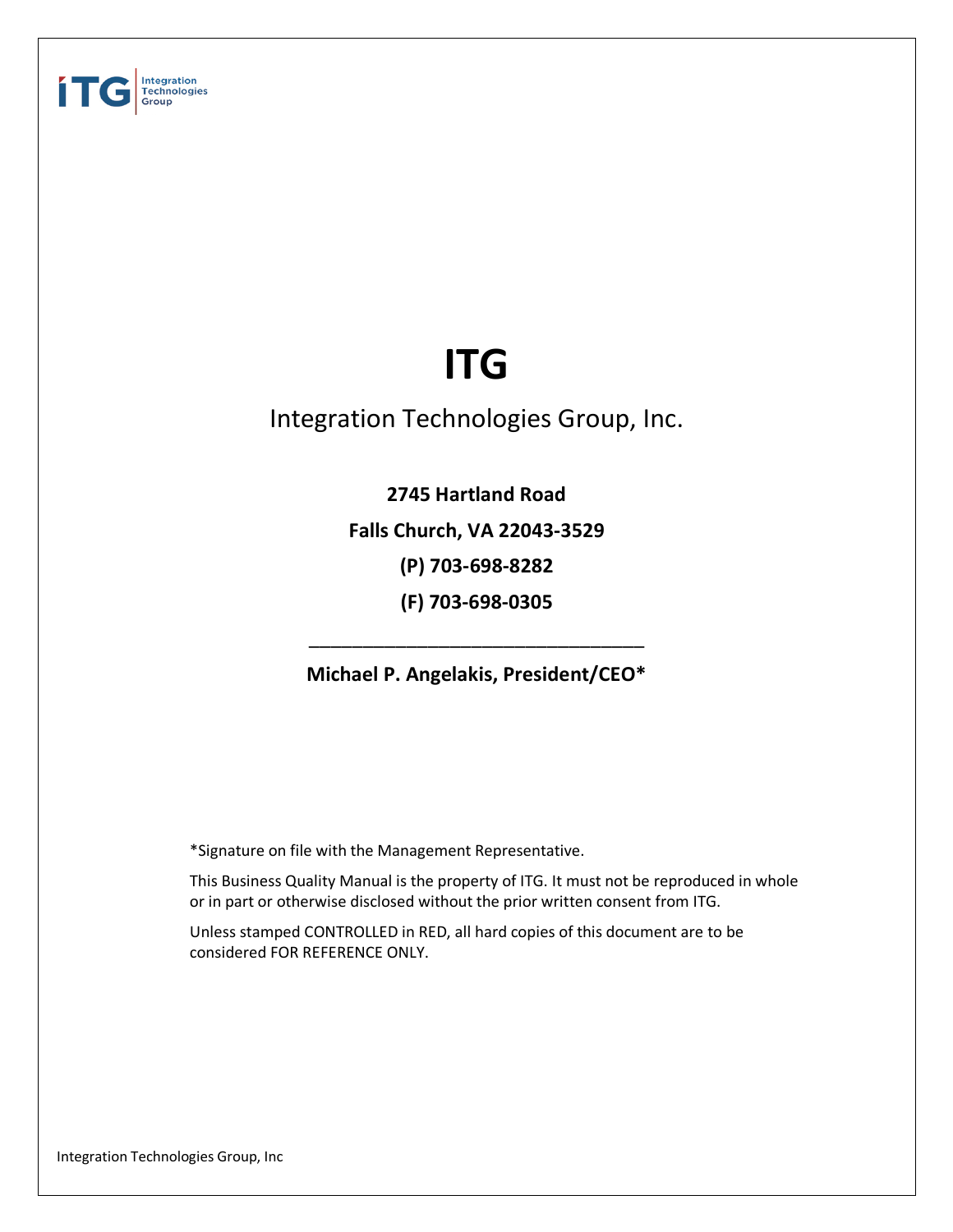# ITG

Integration Technologies Group, Inc.

**2745 Hartland Road**

**Falls Church, VA 22043-3529**

**(P) 703-698-8282**

**(F) 703-698-0305**

___________________________________

**Michael P. Angelakis, President/CEO***

*Signature on file with the Management Representative.

This Business Quality Manual is the property of ITG. It must not be reproduced in whole or in part or otherwise disclosed without the prior written consent from ITG.

Unless stamped CONTROLLED in RED, all hard copies of this document are to be considered FOR REFERENCE ONLY.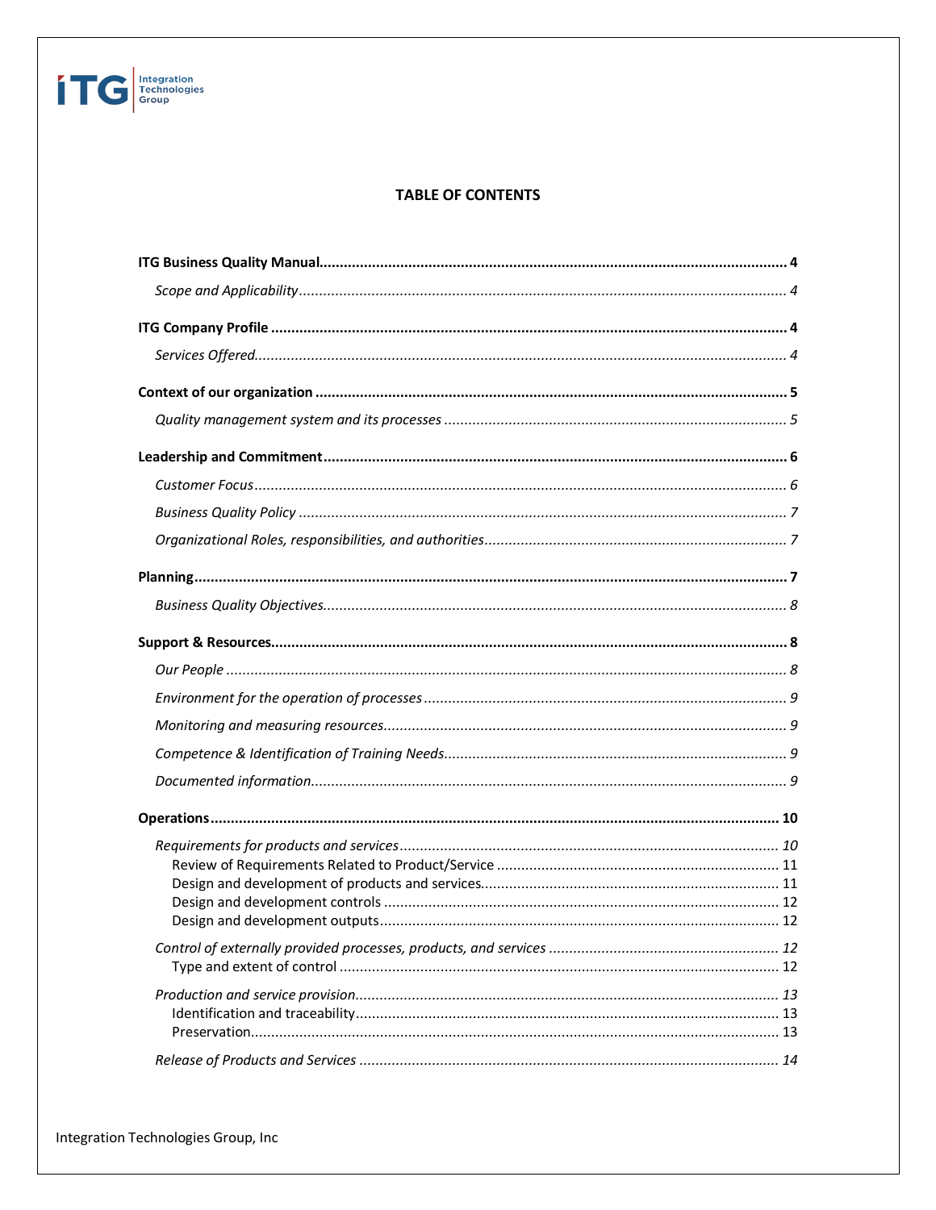## TABLE OF CONTENTS

**ITG Business Quality Manual** .......... **4**

*Scope and Applicability* .......... *4*

**ITG Company Profile** .......... **4**

*Services Offered* .......... *4*

**Context of our organization** .......... **5**

*Quality management system and its processes* .......... *5*

**Leadership and Commitment** .......... **6**

*Customer Focus* .......... *6*

*Business Quality Policy* .......... *7*

*Organizational Roles, responsibilities, and authorities* .......... *7*

**Planning** .......... **7**

*Business Quality Objectives* .......... *8*

**Support & Resources** .......... **8**

*Our People* .......... *8*

*Environment for the operation of processes* .......... *9*

*Monitoring and measuring resources* .......... *9*

*Competence & Identification of Training Needs* .......... *9*

*Documented information* .......... *9*

**Operations** .......... **10**

*Requirements for products and services* .......... *10*

Review of Requirements Related to Product/Service .......... 11

Design and development of products and services .......... 11

Design and development controls .......... 12

Design and development outputs .......... 12

*Control of externally provided processes, products, and services* .......... *12*

Type and extent of control .......... 12

*Production and service provision* .......... *13*

Identification and traceability .......... 13

Preservation .......... 13

*Release of Products and Services* .......... *14*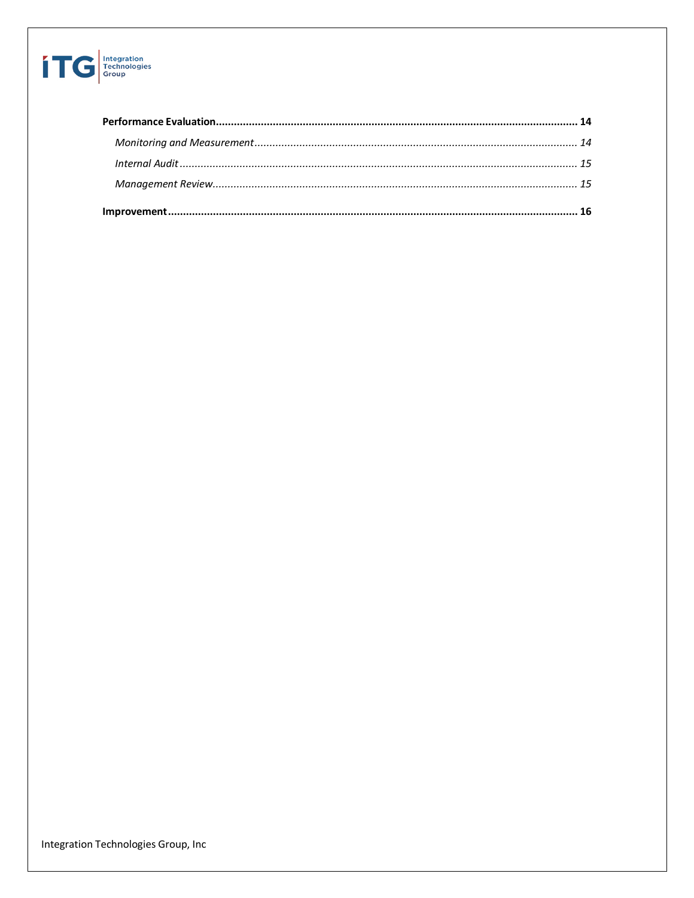**Performance Evaluation** .......... **14**

*Monitoring and Measurement* .......... *14*

*Internal Audit* .......... *15*

*Management Review* .......... *15*

**Improvement** .......... **16**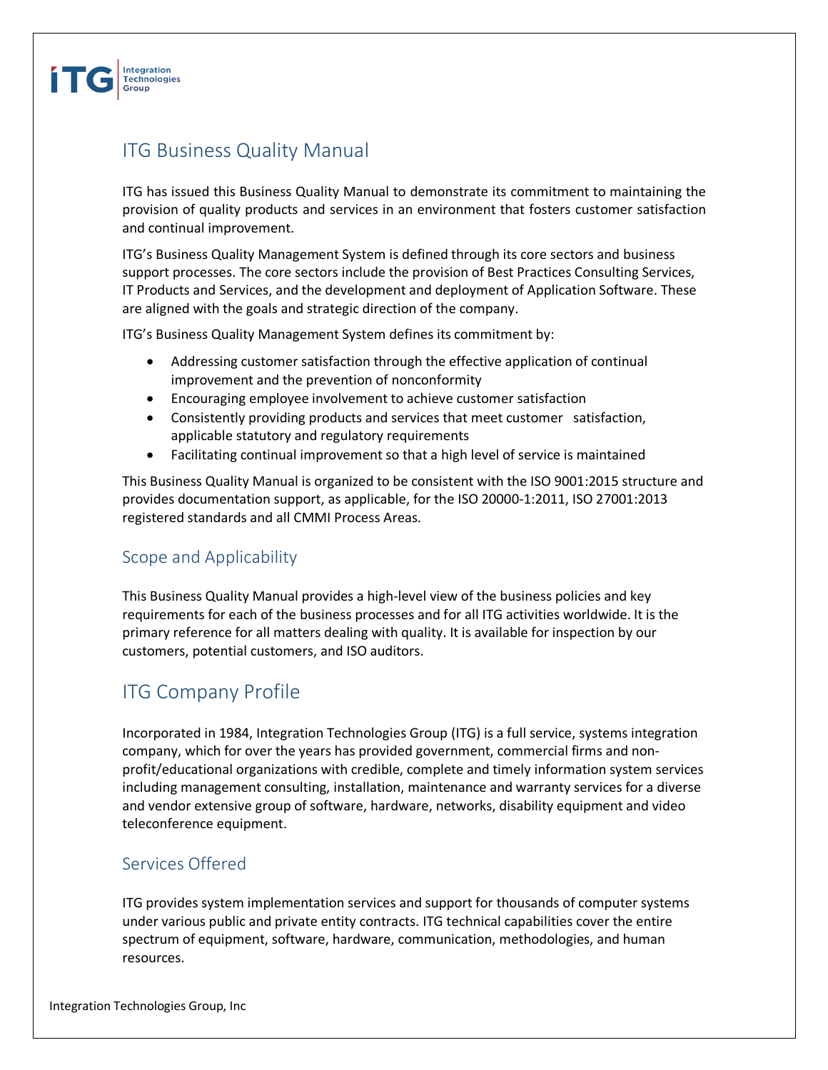# ITG Business Quality Manual

ITG has issued this Business Quality Manual to demonstrate its commitment to maintaining the provision of quality products and services in an environment that fosters customer satisfaction and continual improvement.

ITG's Business Quality Management System is defined through its core sectors and business support processes. The core sectors include the provision of Best Practices Consulting Services, IT Products and Services, and the development and deployment of Application Software. These are aligned with the goals and strategic direction of the company.

ITG's Business Quality Management System defines its commitment by:

- Addressing customer satisfaction through the effective application of continual improvement and the prevention of nonconformity
- Encouraging employee involvement to achieve customer satisfaction
- Consistently providing products and services that meet customer satisfaction, applicable statutory and regulatory requirements
- Facilitating continual improvement so that a high level of service is maintained

This Business Quality Manual is organized to be consistent with the ISO 9001:2015 structure and provides documentation support, as applicable, for the ISO 20000-1:2011, ISO 27001:2013 registered standards and all CMMI Process Areas.

## Scope and Applicability

This Business Quality Manual provides a high-level view of the business policies and key requirements for each of the business processes and for all ITG activities worldwide. It is the primary reference for all matters dealing with quality. It is available for inspection by our customers, potential customers, and ISO auditors.

# ITG Company Profile

Incorporated in 1984, Integration Technologies Group (ITG) is a full service, systems integration company, which for over the years has provided government, commercial firms and non-profit/educational organizations with credible, complete and timely information system services including management consulting, installation, maintenance and warranty services for a diverse and vendor extensive group of software, hardware, networks, disability equipment and video teleconference equipment.

## Services Offered

ITG provides system implementation services and support for thousands of computer systems under various public and private entity contracts. ITG technical capabilities cover the entire spectrum of equipment, software, hardware, communication, methodologies, and human resources.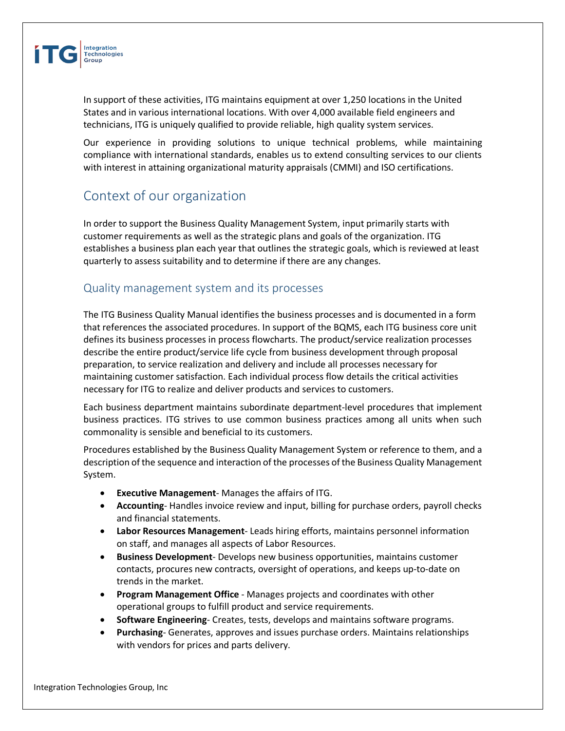In support of these activities, ITG maintains equipment at over 1,250 locations in the United States and in various international locations. With over 4,000 available field engineers and technicians, ITG is uniquely qualified to provide reliable, high quality system services.

Our experience in providing solutions to unique technical problems, while maintaining compliance with international standards, enables us to extend consulting services to our clients with interest in attaining organizational maturity appraisals (CMMI) and ISO certifications.

## Context of our organization

In order to support the Business Quality Management System, input primarily starts with customer requirements as well as the strategic plans and goals of the organization. ITG establishes a business plan each year that outlines the strategic goals, which is reviewed at least quarterly to assess suitability and to determine if there are any changes.

### Quality management system and its processes

The ITG Business Quality Manual identifies the business processes and is documented in a form that references the associated procedures. In support of the BQMS, each ITG business core unit defines its business processes in process flowcharts. The product/service realization processes describe the entire product/service life cycle from business development through proposal preparation, to service realization and delivery and include all processes necessary for maintaining customer satisfaction. Each individual process flow details the critical activities necessary for ITG to realize and deliver products and services to customers.

Each business department maintains subordinate department-level procedures that implement business practices. ITG strives to use common business practices among all units when such commonality is sensible and beneficial to its customers.

Procedures established by the Business Quality Management System or reference to them, and a description of the sequence and interaction of the processes of the Business Quality Management System.

- **Executive Management**- Manages the affairs of ITG.
- **Accounting**- Handles invoice review and input, billing for purchase orders, payroll checks and financial statements.
- **Labor Resources Management**- Leads hiring efforts, maintains personnel information on staff, and manages all aspects of Labor Resources.
- **Business Development**- Develops new business opportunities, maintains customer contacts, procures new contracts, oversight of operations, and keeps up-to-date on trends in the market.
- **Program Management Office** - Manages projects and coordinates with other operational groups to fulfill product and service requirements.
- **Software Engineering**- Creates, tests, develops and maintains software programs.
- **Purchasing**- Generates, approves and issues purchase orders. Maintains relationships with vendors for prices and parts delivery.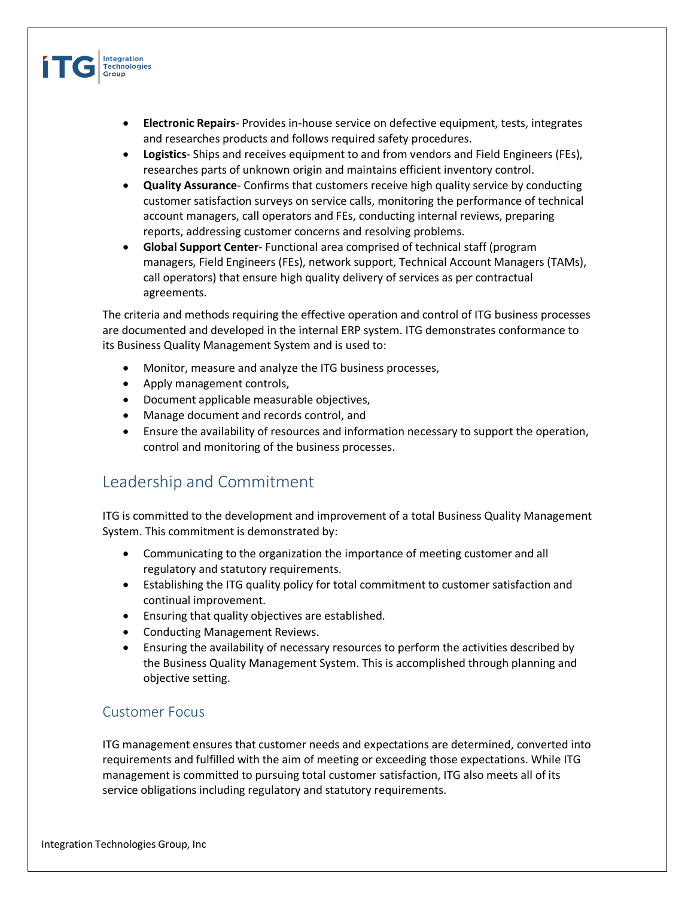- **Electronic Repairs**- Provides in-house service on defective equipment, tests, integrates and researches products and follows required safety procedures.
- **Logistics**- Ships and receives equipment to and from vendors and Field Engineers (FEs), researches parts of unknown origin and maintains efficient inventory control.
- **Quality Assurance**- Confirms that customers receive high quality service by conducting customer satisfaction surveys on service calls, monitoring the performance of technical account managers, call operators and FEs, conducting internal reviews, preparing reports, addressing customer concerns and resolving problems.
- **Global Support Center**- Functional area comprised of technical staff (program managers, Field Engineers (FEs), network support, Technical Account Managers (TAMs), call operators) that ensure high quality delivery of services as per contractual agreements.

The criteria and methods requiring the effective operation and control of ITG business processes are documented and developed in the internal ERP system. ITG demonstrates conformance to its Business Quality Management System and is used to:

- Monitor, measure and analyze the ITG business processes,
- Apply management controls,
- Document applicable measurable objectives,
- Manage document and records control, and
- Ensure the availability of resources and information necessary to support the operation, control and monitoring of the business processes.

## Leadership and Commitment

ITG is committed to the development and improvement of a total Business Quality Management System. This commitment is demonstrated by:

- Communicating to the organization the importance of meeting customer and all regulatory and statutory requirements.
- Establishing the ITG quality policy for total commitment to customer satisfaction and continual improvement.
- Ensuring that quality objectives are established.
- Conducting Management Reviews.
- Ensuring the availability of necessary resources to perform the activities described by the Business Quality Management System. This is accomplished through planning and objective setting.

### Customer Focus

ITG management ensures that customer needs and expectations are determined, converted into requirements and fulfilled with the aim of meeting or exceeding those expectations. While ITG management is committed to pursuing total customer satisfaction, ITG also meets all of its service obligations including regulatory and statutory requirements.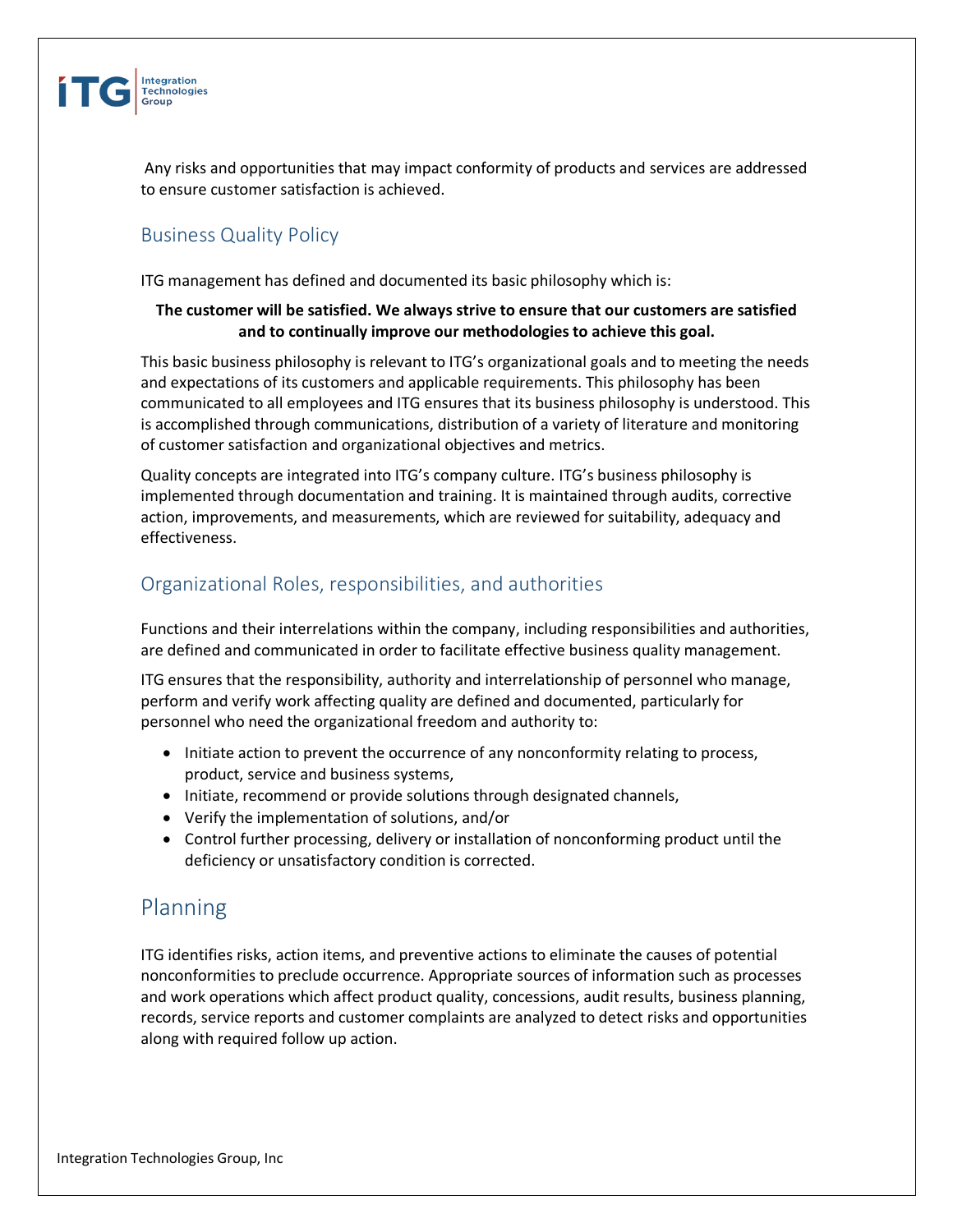Any risks and opportunities that may impact conformity of products and services are addressed to ensure customer satisfaction is achieved.

### Business Quality Policy

ITG management has defined and documented its basic philosophy which is:

**The customer will be satisfied. We always strive to ensure that our customers are satisfied and to continually improve our methodologies to achieve this goal.**

This basic business philosophy is relevant to ITG's organizational goals and to meeting the needs and expectations of its customers and applicable requirements. This philosophy has been communicated to all employees and ITG ensures that its business philosophy is understood. This is accomplished through communications, distribution of a variety of literature and monitoring of customer satisfaction and organizational objectives and metrics.

Quality concepts are integrated into ITG's company culture. ITG's business philosophy is implemented through documentation and training. It is maintained through audits, corrective action, improvements, and measurements, which are reviewed for suitability, adequacy and effectiveness.

### Organizational Roles, responsibilities, and authorities

Functions and their interrelations within the company, including responsibilities and authorities, are defined and communicated in order to facilitate effective business quality management.

ITG ensures that the responsibility, authority and interrelationship of personnel who manage, perform and verify work affecting quality are defined and documented, particularly for personnel who need the organizational freedom and authority to:

- Initiate action to prevent the occurrence of any nonconformity relating to process, product, service and business systems,
- Initiate, recommend or provide solutions through designated channels,
- Verify the implementation of solutions, and/or
- Control further processing, delivery or installation of nonconforming product until the deficiency or unsatisfactory condition is corrected.

## Planning

ITG identifies risks, action items, and preventive actions to eliminate the causes of potential nonconformities to preclude occurrence. Appropriate sources of information such as processes and work operations which affect product quality, concessions, audit results, business planning, records, service reports and customer complaints are analyzed to detect risks and opportunities along with required follow up action.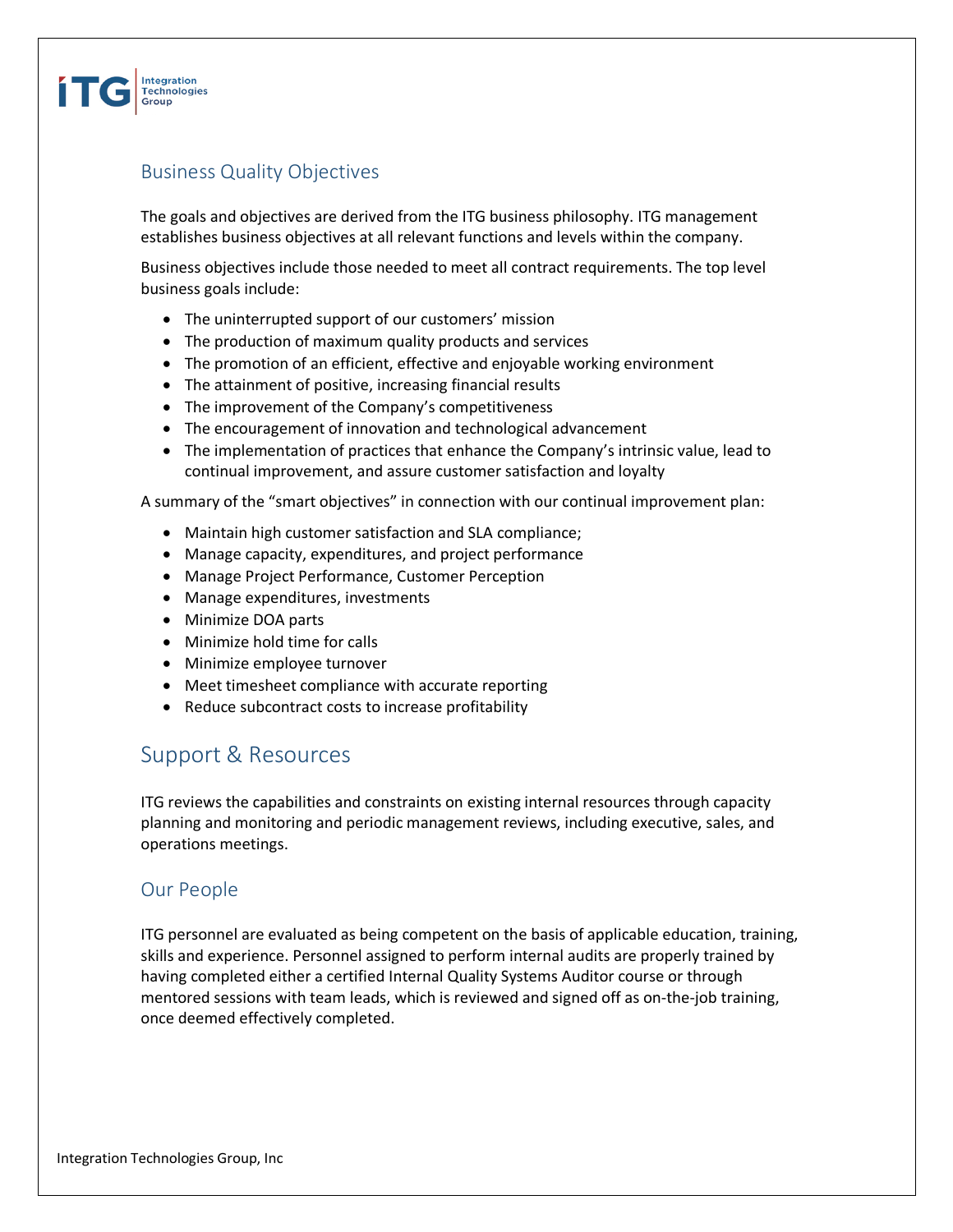## Business Quality Objectives

The goals and objectives are derived from the ITG business philosophy. ITG management establishes business objectives at all relevant functions and levels within the company.

Business objectives include those needed to meet all contract requirements. The top level business goals include:

- The uninterrupted support of our customers' mission
- The production of maximum quality products and services
- The promotion of an efficient, effective and enjoyable working environment
- The attainment of positive, increasing financial results
- The improvement of the Company's competitiveness
- The encouragement of innovation and technological advancement
- The implementation of practices that enhance the Company's intrinsic value, lead to continual improvement, and assure customer satisfaction and loyalty

A summary of the "smart objectives" in connection with our continual improvement plan:

- Maintain high customer satisfaction and SLA compliance;
- Manage capacity, expenditures, and project performance
- Manage Project Performance, Customer Perception
- Manage expenditures, investments
- Minimize DOA parts
- Minimize hold time for calls
- Minimize employee turnover
- Meet timesheet compliance with accurate reporting
- Reduce subcontract costs to increase profitability

# Support & Resources

ITG reviews the capabilities and constraints on existing internal resources through capacity planning and monitoring and periodic management reviews, including executive, sales, and operations meetings.

## Our People

ITG personnel are evaluated as being competent on the basis of applicable education, training, skills and experience. Personnel assigned to perform internal audits are properly trained by having completed either a certified Internal Quality Systems Auditor course or through mentored sessions with team leads, which is reviewed and signed off as on-the-job training, once deemed effectively completed.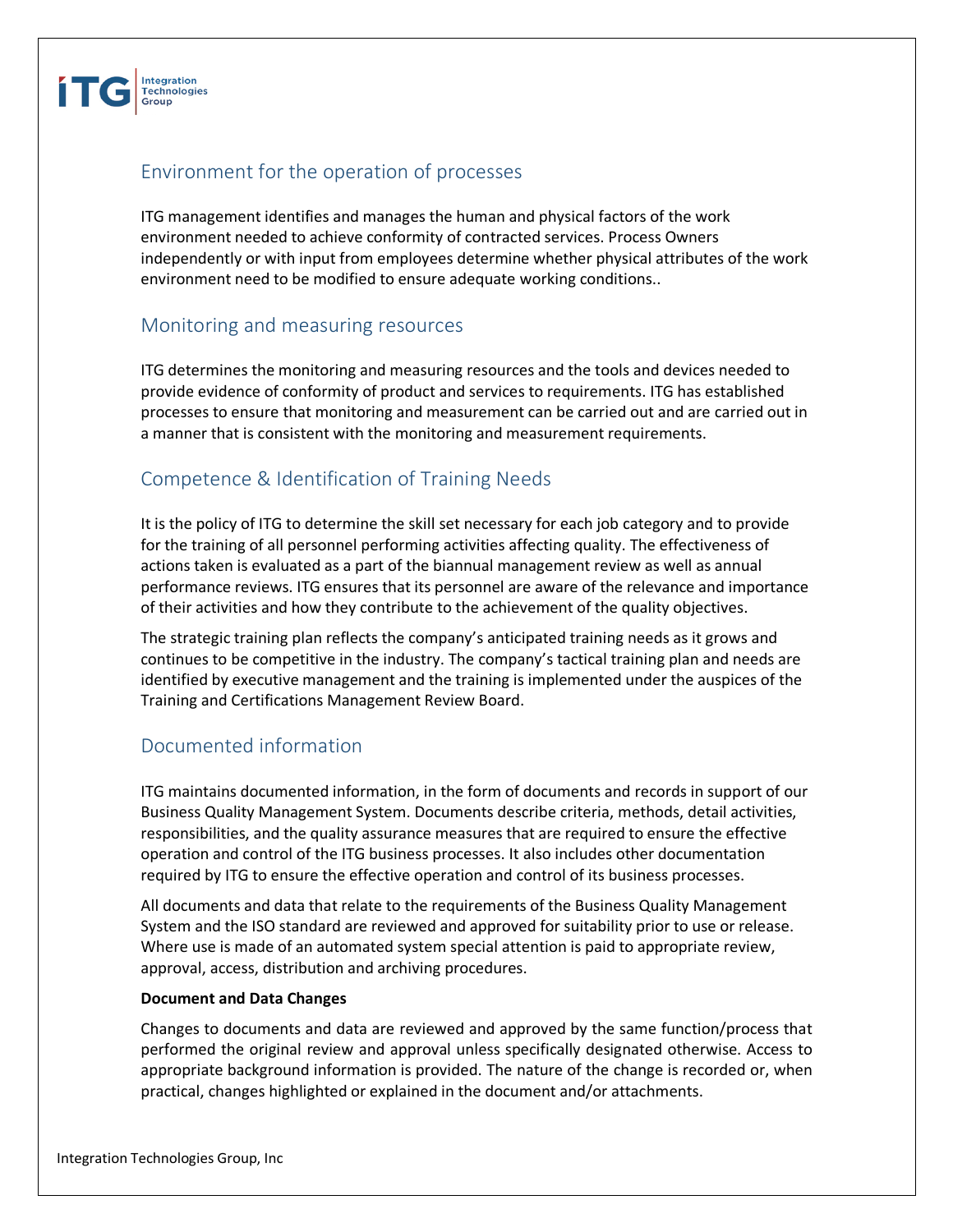## Environment for the operation of processes

ITG management identifies and manages the human and physical factors of the work environment needed to achieve conformity of contracted services. Process Owners independently or with input from employees determine whether physical attributes of the work environment need to be modified to ensure adequate working conditions..

## Monitoring and measuring resources

ITG determines the monitoring and measuring resources and the tools and devices needed to provide evidence of conformity of product and services to requirements. ITG has established processes to ensure that monitoring and measurement can be carried out and are carried out in a manner that is consistent with the monitoring and measurement requirements.

## Competence & Identification of Training Needs

It is the policy of ITG to determine the skill set necessary for each job category and to provide for the training of all personnel performing activities affecting quality. The effectiveness of actions taken is evaluated as a part of the biannual management review as well as annual performance reviews. ITG ensures that its personnel are aware of the relevance and importance of their activities and how they contribute to the achievement of the quality objectives.

The strategic training plan reflects the company's anticipated training needs as it grows and continues to be competitive in the industry. The company's tactical training plan and needs are identified by executive management and the training is implemented under the auspices of the Training and Certifications Management Review Board.

## Documented information

ITG maintains documented information, in the form of documents and records in support of our Business Quality Management System. Documents describe criteria, methods, detail activities, responsibilities, and the quality assurance measures that are required to ensure the effective operation and control of the ITG business processes. It also includes other documentation required by ITG to ensure the effective operation and control of its business processes.

All documents and data that relate to the requirements of the Business Quality Management System and the ISO standard are reviewed and approved for suitability prior to use or release. Where use is made of an automated system special attention is paid to appropriate review, approval, access, distribution and archiving procedures.

**Document and Data Changes**

Changes to documents and data are reviewed and approved by the same function/process that performed the original review and approval unless specifically designated otherwise. Access to appropriate background information is provided. The nature of the change is recorded or, when practical, changes highlighted or explained in the document and/or attachments.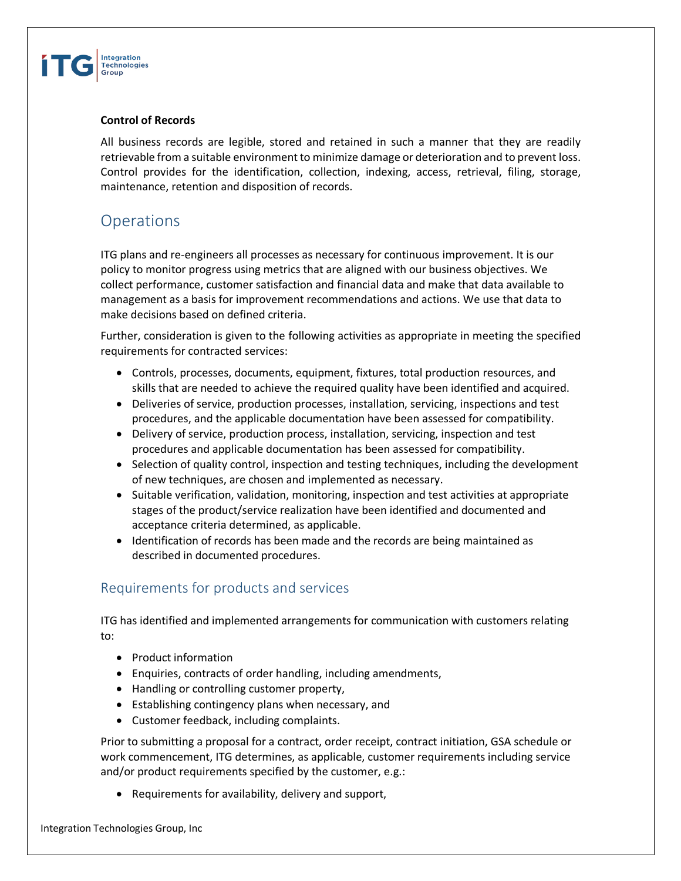**Control of Records**

All business records are legible, stored and retained in such a manner that they are readily retrievable from a suitable environment to minimize damage or deterioration and to prevent loss. Control provides for the identification, collection, indexing, access, retrieval, filing, storage, maintenance, retention and disposition of records.

# Operations

ITG plans and re-engineers all processes as necessary for continuous improvement. It is our policy to monitor progress using metrics that are aligned with our business objectives. We collect performance, customer satisfaction and financial data and make that data available to management as a basis for improvement recommendations and actions. We use that data to make decisions based on defined criteria.

Further, consideration is given to the following activities as appropriate in meeting the specified requirements for contracted services:

- Controls, processes, documents, equipment, fixtures, total production resources, and skills that are needed to achieve the required quality have been identified and acquired.
- Deliveries of service, production processes, installation, servicing, inspections and test procedures, and the applicable documentation have been assessed for compatibility.
- Delivery of service, production process, installation, servicing, inspection and test procedures and applicable documentation has been assessed for compatibility.
- Selection of quality control, inspection and testing techniques, including the development of new techniques, are chosen and implemented as necessary.
- Suitable verification, validation, monitoring, inspection and test activities at appropriate stages of the product/service realization have been identified and documented and acceptance criteria determined, as applicable.
- Identification of records has been made and the records are being maintained as described in documented procedures.

## Requirements for products and services

ITG has identified and implemented arrangements for communication with customers relating to:

- Product information
- Enquiries, contracts of order handling, including amendments,
- Handling or controlling customer property,
- Establishing contingency plans when necessary, and
- Customer feedback, including complaints.

Prior to submitting a proposal for a contract, order receipt, contract initiation, GSA schedule or work commencement, ITG determines, as applicable, customer requirements including service and/or product requirements specified by the customer, e.g.:

- Requirements for availability, delivery and support,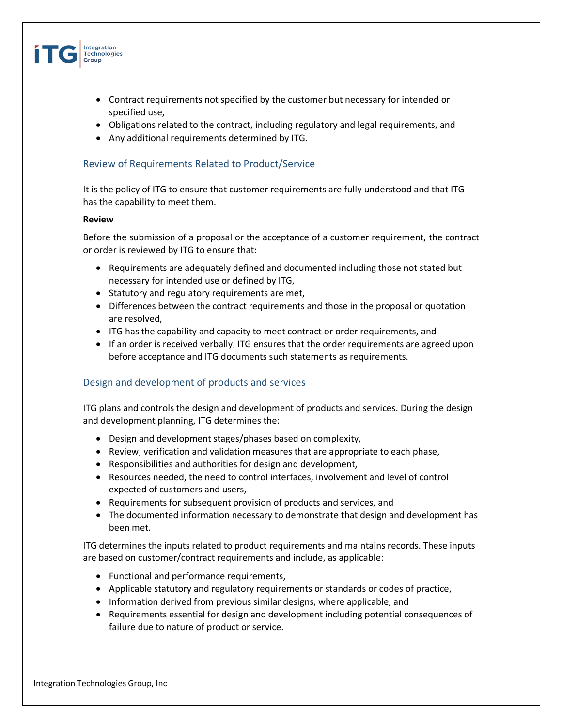- Contract requirements not specified by the customer but necessary for intended or specified use,
- Obligations related to the contract, including regulatory and legal requirements, and
- Any additional requirements determined by ITG.

## Review of Requirements Related to Product/Service

It is the policy of ITG to ensure that customer requirements are fully understood and that ITG has the capability to meet them.

**Review**

Before the submission of a proposal or the acceptance of a customer requirement, the contract or order is reviewed by ITG to ensure that:

- Requirements are adequately defined and documented including those not stated but necessary for intended use or defined by ITG,
- Statutory and regulatory requirements are met,
- Differences between the contract requirements and those in the proposal or quotation are resolved,
- ITG has the capability and capacity to meet contract or order requirements, and
- If an order is received verbally, ITG ensures that the order requirements are agreed upon before acceptance and ITG documents such statements as requirements.

## Design and development of products and services

ITG plans and controls the design and development of products and services. During the design and development planning, ITG determines the:

- Design and development stages/phases based on complexity,
- Review, verification and validation measures that are appropriate to each phase,
- Responsibilities and authorities for design and development,
- Resources needed, the need to control interfaces, involvement and level of control expected of customers and users,
- Requirements for subsequent provision of products and services, and
- The documented information necessary to demonstrate that design and development has been met.

ITG determines the inputs related to product requirements and maintains records. These inputs are based on customer/contract requirements and include, as applicable:

- Functional and performance requirements,
- Applicable statutory and regulatory requirements or standards or codes of practice,
- Information derived from previous similar designs, where applicable, and
- Requirements essential for design and development including potential consequences of failure due to nature of product or service.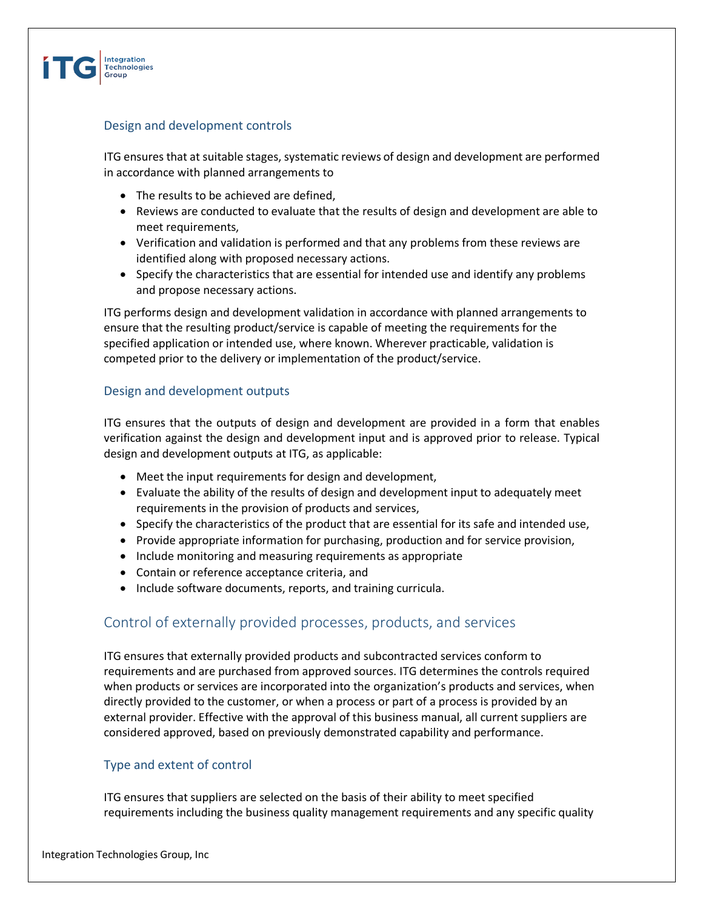### Design and development controls

ITG ensures that at suitable stages, systematic reviews of design and development are performed in accordance with planned arrangements to

- The results to be achieved are defined,
- Reviews are conducted to evaluate that the results of design and development are able to meet requirements,
- Verification and validation is performed and that any problems from these reviews are identified along with proposed necessary actions.
- Specify the characteristics that are essential for intended use and identify any problems and propose necessary actions.

ITG performs design and development validation in accordance with planned arrangements to ensure that the resulting product/service is capable of meeting the requirements for the specified application or intended use, where known. Wherever practicable, validation is competed prior to the delivery or implementation of the product/service.

### Design and development outputs

ITG ensures that the outputs of design and development are provided in a form that enables verification against the design and development input and is approved prior to release. Typical design and development outputs at ITG, as applicable:

- Meet the input requirements for design and development,
- Evaluate the ability of the results of design and development input to adequately meet requirements in the provision of products and services,
- Specify the characteristics of the product that are essential for its safe and intended use,
- Provide appropriate information for purchasing, production and for service provision,
- Include monitoring and measuring requirements as appropriate
- Contain or reference acceptance criteria, and
- Include software documents, reports, and training curricula.

## Control of externally provided processes, products, and services

ITG ensures that externally provided products and subcontracted services conform to requirements and are purchased from approved sources. ITG determines the controls required when products or services are incorporated into the organization's products and services, when directly provided to the customer, or when a process or part of a process is provided by an external provider. Effective with the approval of this business manual, all current suppliers are considered approved, based on previously demonstrated capability and performance.

### Type and extent of control

ITG ensures that suppliers are selected on the basis of their ability to meet specified requirements including the business quality management requirements and any specific quality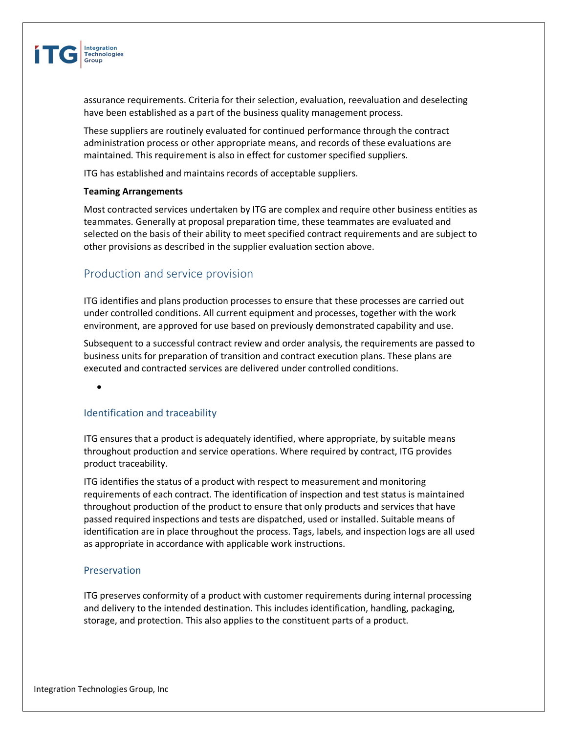assurance requirements. Criteria for their selection, evaluation, reevaluation and deselecting have been established as a part of the business quality management process.

These suppliers are routinely evaluated for continued performance through the contract administration process or other appropriate means, and records of these evaluations are maintained. This requirement is also in effect for customer specified suppliers.

ITG has established and maintains records of acceptable suppliers.

**Teaming Arrangements**

Most contracted services undertaken by ITG are complex and require other business entities as teammates. Generally at proposal preparation time, these teammates are evaluated and selected on the basis of their ability to meet specified contract requirements and are subject to other provisions as described in the supplier evaluation section above.

## Production and service provision

ITG identifies and plans production processes to ensure that these processes are carried out under controlled conditions. All current equipment and processes, together with the work environment, are approved for use based on previously demonstrated capability and use.

Subsequent to a successful contract review and order analysis, the requirements are passed to business units for preparation of transition and contract execution plans. These plans are executed and contracted services are delivered under controlled conditions.

### Identification and traceability

ITG ensures that a product is adequately identified, where appropriate, by suitable means throughout production and service operations. Where required by contract, ITG provides product traceability.

ITG identifies the status of a product with respect to measurement and monitoring requirements of each contract. The identification of inspection and test status is maintained throughout production of the product to ensure that only products and services that have passed required inspections and tests are dispatched, used or installed. Suitable means of identification are in place throughout the process. Tags, labels, and inspection logs are all used as appropriate in accordance with applicable work instructions.

### Preservation

ITG preserves conformity of a product with customer requirements during internal processing and delivery to the intended destination. This includes identification, handling, packaging, storage, and protection. This also applies to the constituent parts of a product.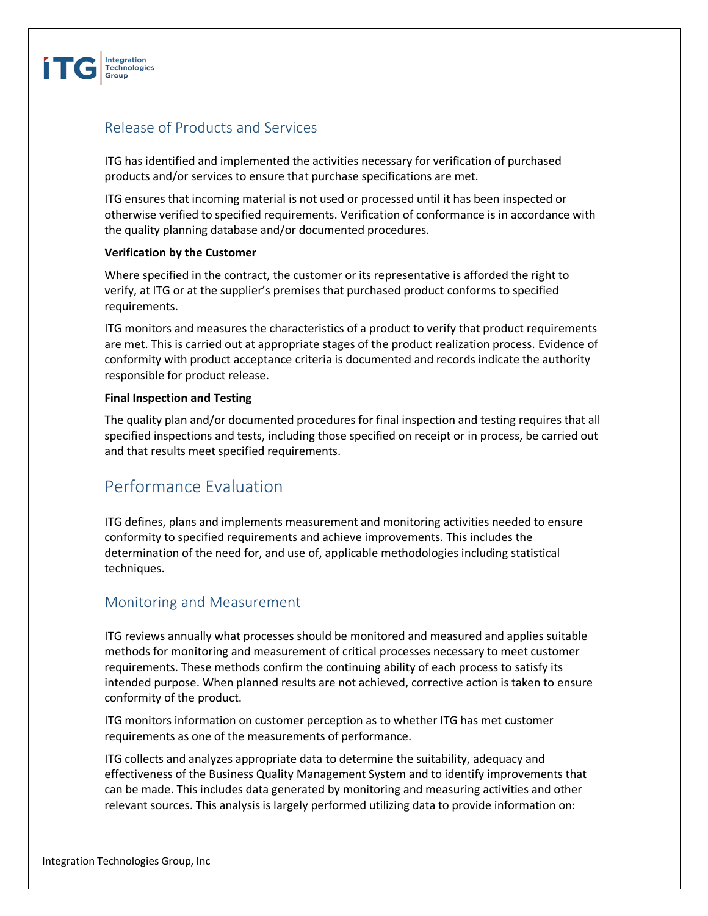## Release of Products and Services

ITG has identified and implemented the activities necessary for verification of purchased products and/or services to ensure that purchase specifications are met.

ITG ensures that incoming material is not used or processed until it has been inspected or otherwise verified to specified requirements. Verification of conformance is in accordance with the quality planning database and/or documented procedures.

**Verification by the Customer**

Where specified in the contract, the customer or its representative is afforded the right to verify, at ITG or at the supplier's premises that purchased product conforms to specified requirements.

ITG monitors and measures the characteristics of a product to verify that product requirements are met. This is carried out at appropriate stages of the product realization process. Evidence of conformity with product acceptance criteria is documented and records indicate the authority responsible for product release.

**Final Inspection and Testing**

The quality plan and/or documented procedures for final inspection and testing requires that all specified inspections and tests, including those specified on receipt or in process, be carried out and that results meet specified requirements.

# Performance Evaluation

ITG defines, plans and implements measurement and monitoring activities needed to ensure conformity to specified requirements and achieve improvements. This includes the determination of the need for, and use of, applicable methodologies including statistical techniques.

## Monitoring and Measurement

ITG reviews annually what processes should be monitored and measured and applies suitable methods for monitoring and measurement of critical processes necessary to meet customer requirements. These methods confirm the continuing ability of each process to satisfy its intended purpose. When planned results are not achieved, corrective action is taken to ensure conformity of the product.

ITG monitors information on customer perception as to whether ITG has met customer requirements as one of the measurements of performance.

ITG collects and analyzes appropriate data to determine the suitability, adequacy and effectiveness of the Business Quality Management System and to identify improvements that can be made. This includes data generated by monitoring and measuring activities and other relevant sources. This analysis is largely performed utilizing data to provide information on: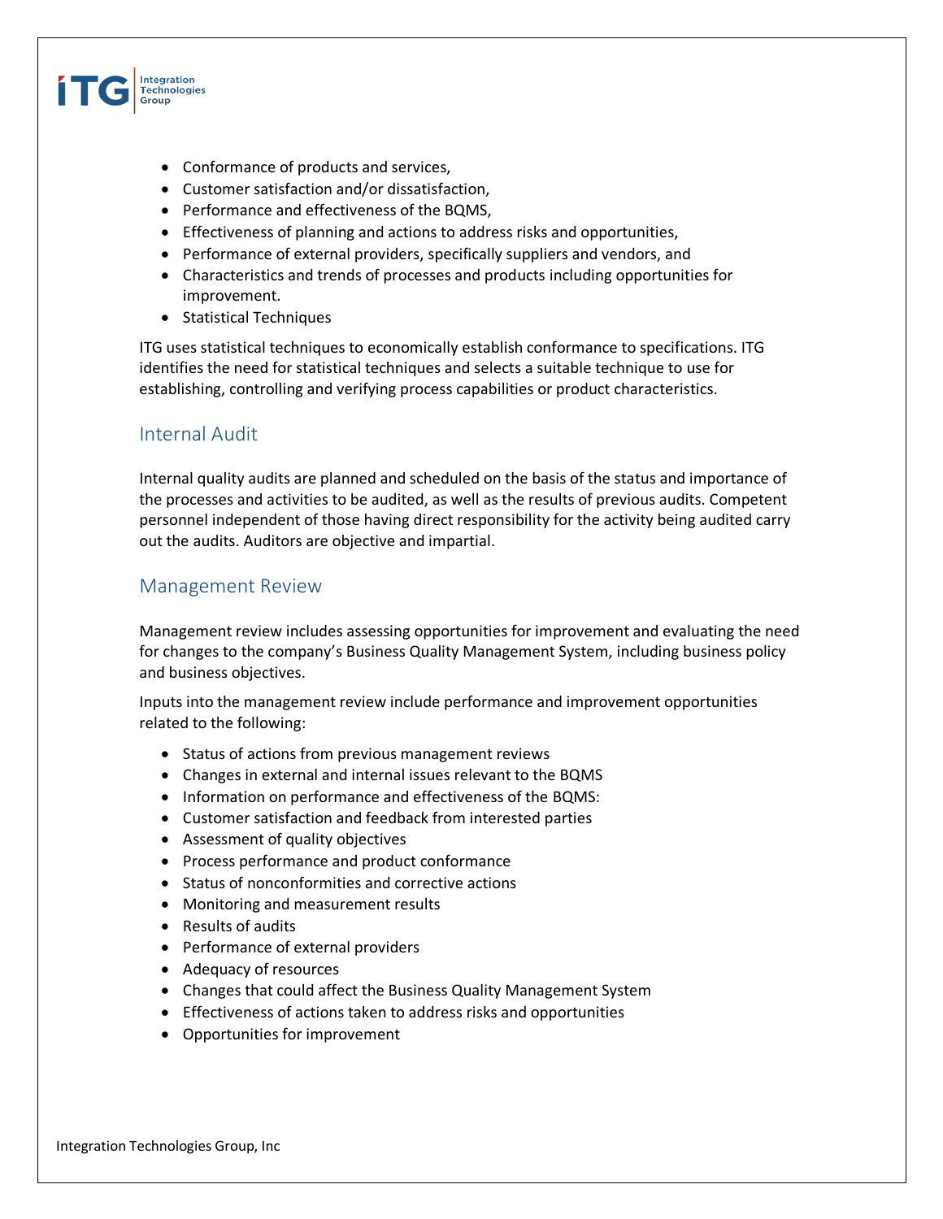- Conformance of products and services,
- Customer satisfaction and/or dissatisfaction,
- Performance and effectiveness of the BQMS,
- Effectiveness of planning and actions to address risks and opportunities,
- Performance of external providers, specifically suppliers and vendors, and
- Characteristics and trends of processes and products including opportunities for improvement.
- Statistical Techniques

ITG uses statistical techniques to economically establish conformance to specifications. ITG identifies the need for statistical techniques and selects a suitable technique to use for establishing, controlling and verifying process capabilities or product characteristics.

## Internal Audit

Internal quality audits are planned and scheduled on the basis of the status and importance of the processes and activities to be audited, as well as the results of previous audits. Competent personnel independent of those having direct responsibility for the activity being audited carry out the audits. Auditors are objective and impartial.

## Management Review

Management review includes assessing opportunities for improvement and evaluating the need for changes to the company's Business Quality Management System, including business policy and business objectives.

Inputs into the management review include performance and improvement opportunities related to the following:

- Status of actions from previous management reviews
- Changes in external and internal issues relevant to the BQMS
- Information on performance and effectiveness of the BQMS:
- Customer satisfaction and feedback from interested parties
- Assessment of quality objectives
- Process performance and product conformance
- Status of nonconformities and corrective actions
- Monitoring and measurement results
- Results of audits
- Performance of external providers
- Adequacy of resources
- Changes that could affect the Business Quality Management System
- Effectiveness of actions taken to address risks and opportunities
- Opportunities for improvement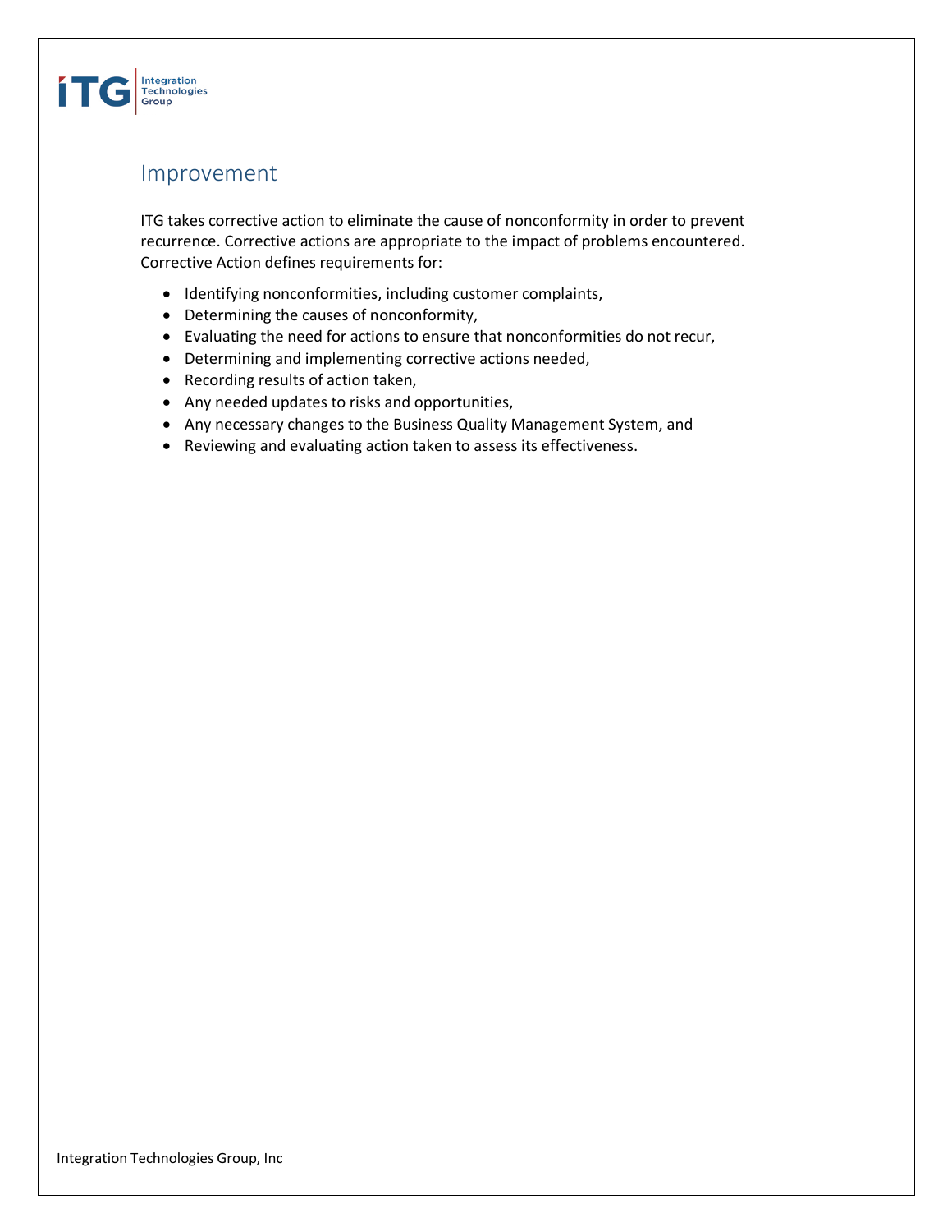## Improvement

ITG takes corrective action to eliminate the cause of nonconformity in order to prevent recurrence. Corrective actions are appropriate to the impact of problems encountered. Corrective Action defines requirements for:

- Identifying nonconformities, including customer complaints,
- Determining the causes of nonconformity,
- Evaluating the need for actions to ensure that nonconformities do not recur,
- Determining and implementing corrective actions needed,
- Recording results of action taken,
- Any needed updates to risks and opportunities,
- Any necessary changes to the Business Quality Management System, and
- Reviewing and evaluating action taken to assess its effectiveness.